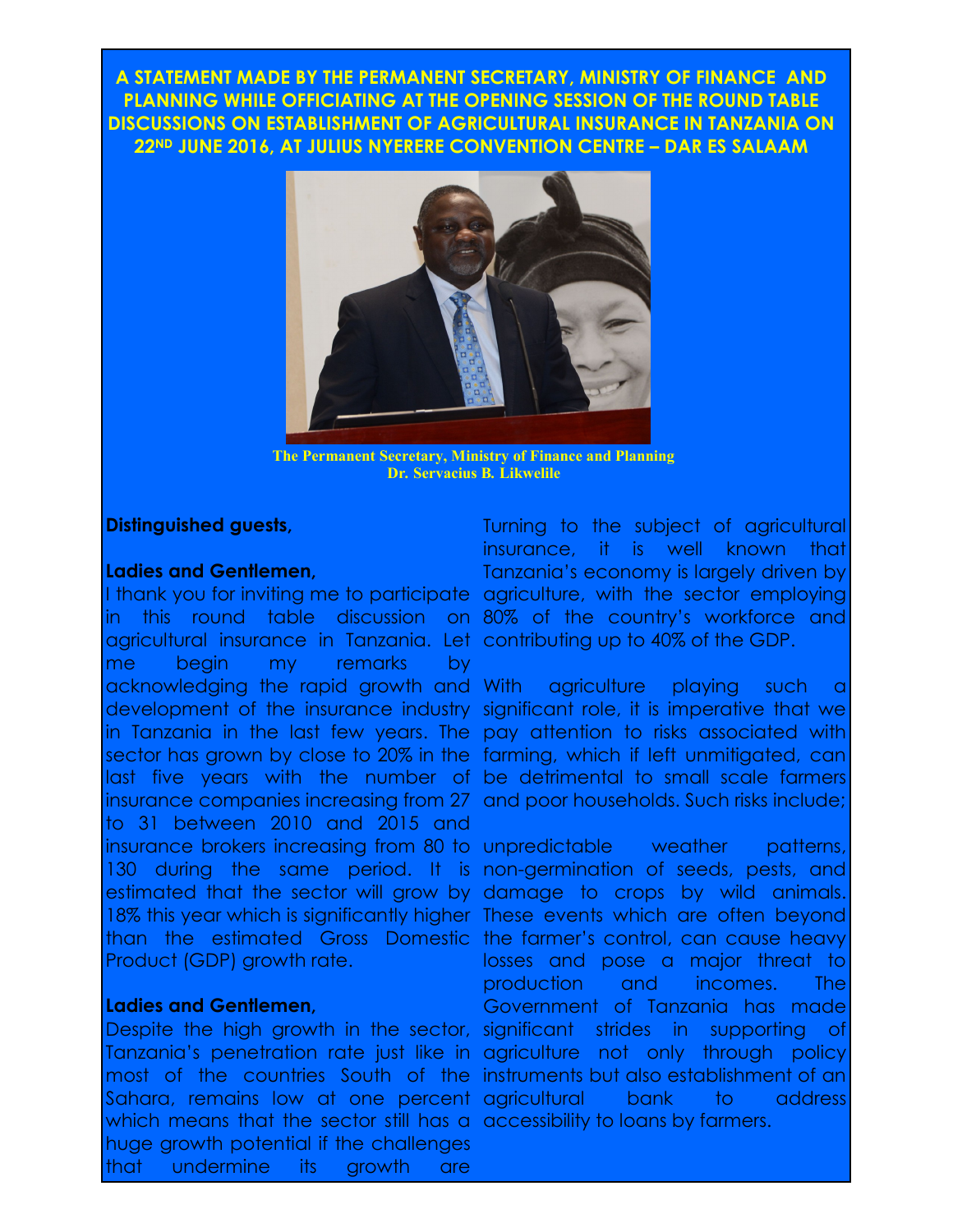# A STATEMENT MADE BY THE PERMANENT SECRETARY, MINISTRY OF FINANCE AND PLANNING WHILE OFFICIATING AT THE OPENING SESSION OF THE ROUND TABLE DISCUSSIONS ON ESTABLISHMENT OF AGRICULTURAL INSURANCE IN TANZANIA ON 22ND JUNE 2016, AT JULIUS NYERERE CONVENTION CENTRE – DAR ES SALAAM

**The Permanent Secretary, Ministry of Finance and Planning**
**Dr. Servacius B. Likwelile**

**Distinguished guests,**

**Ladies and Gentlemen,**

I thank you for inviting me to participate in this round table discussion on agricultural insurance in Tanzania. Let me begin my remarks by acknowledging the rapid growth and development of the insurance industry in Tanzania in the last few years. The sector has grown by close to 20% in the last five years with the number of insurance companies increasing from 27 to 31 between 2010 and 2015 and insurance brokers increasing from 80 to 130 during the same period. It is estimated that the sector will grow by 18% this year which is significantly higher than the estimated Gross Domestic Product (GDP) growth rate.

**Ladies and Gentlemen,**

Despite the high growth in the sector, Tanzania's penetration rate just like in most of the countries South of the Sahara, remains low at one percent which means that the sector still has a huge growth potential if the challenges that undermine its growth are

Turning to the subject of agricultural insurance, it is well known that Tanzania's economy is largely driven by agriculture, with the sector employing 80% of the country's workforce and contributing up to 40% of the GDP.

With agriculture playing such a significant role, it is imperative that we pay attention to risks associated with farming, which if left unmitigated, can be detrimental to small scale farmers and poor households. Such risks include;

unpredictable weather patterns, non-germination of seeds, pests, and damage to crops by wild animals. These events which are often beyond the farmer's control, can cause heavy losses and pose a major threat to production and incomes. The Government of Tanzania has made significant strides in supporting of agriculture not only through policy instruments but also establishment of an agricultural bank to address accessibility to loans by farmers.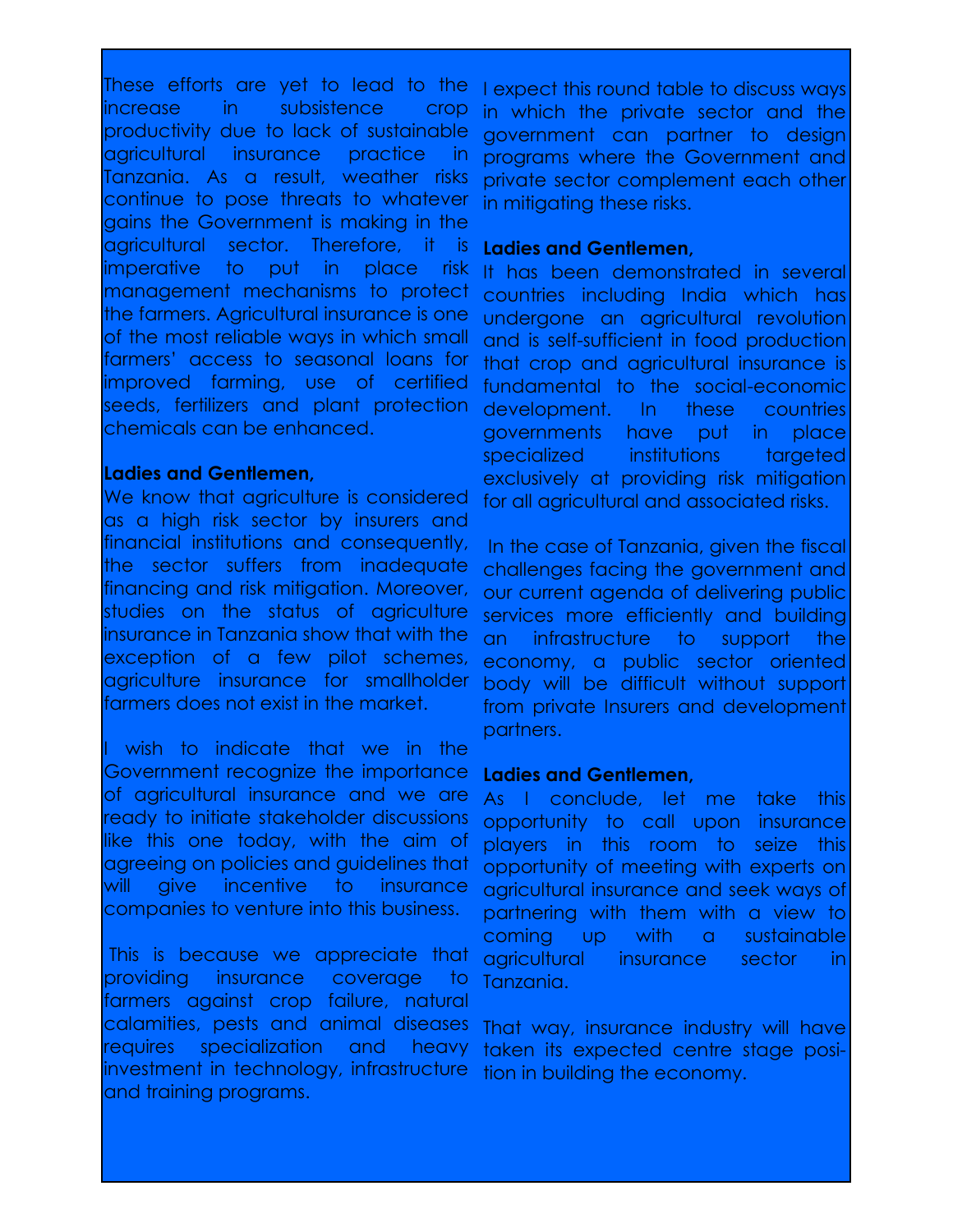These efforts are yet to lead to the increase in subsistence crop productivity due to lack of sustainable agricultural insurance practice in Tanzania. As a result, weather risks continue to pose threats to whatever gains the Government is making in the agricultural sector. Therefore, it is imperative to put in place risk management mechanisms to protect the farmers. Agricultural insurance is one of the most reliable ways in which small farmers' access to seasonal loans for improved farming, use of certified seeds, fertilizers and plant protection chemicals can be enhanced.

**Ladies and Gentlemen,**

We know that agriculture is considered as a high risk sector by insurers and financial institutions and consequently, the sector suffers from inadequate financing and risk mitigation. Moreover, studies on the status of agriculture insurance in Tanzania show that with the exception of a few pilot schemes, agriculture insurance for smallholder farmers does not exist in the market.

I wish to indicate that we in the Government recognize the importance of agricultural insurance and we are ready to initiate stakeholder discussions like this one today, with the aim of agreeing on policies and guidelines that will give incentive to insurance companies to venture into this business.

This is because we appreciate that providing insurance coverage to farmers against crop failure, natural calamities, pests and animal diseases requires specialization and heavy investment in technology, infrastructure and training programs.

I expect this round table to discuss ways in which the private sector and the government can partner to design programs where the Government and private sector complement each other in mitigating these risks.

**Ladies and Gentlemen,**

It has been demonstrated in several countries including India which has undergone an agricultural revolution and is self-sufficient in food production that crop and agricultural insurance is fundamental to the social-economic development. In these countries governments have put in place specialized institutions targeted exclusively at providing risk mitigation for all agricultural and associated risks.

In the case of Tanzania, given the fiscal challenges facing the government and our current agenda of delivering public services more efficiently and building an infrastructure to support the economy, a public sector oriented body will be difficult without support from private Insurers and development partners.

**Ladies and Gentlemen,**

As I conclude, let me take this opportunity to call upon insurance players in this room to seize this opportunity of meeting with experts on agricultural insurance and seek ways of partnering with them with a view to coming up with a sustainable agricultural insurance sector in Tanzania.

That way, insurance industry will have taken its expected centre stage position in building the economy.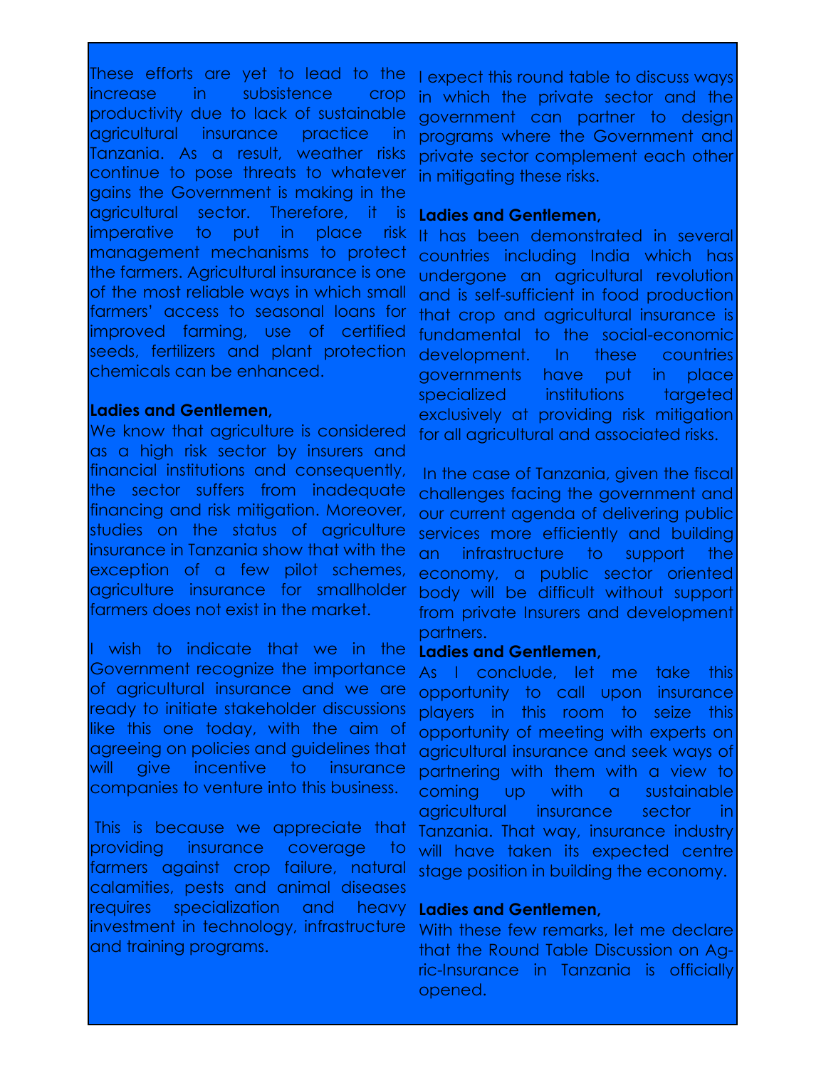These efforts are yet to lead to the increase in subsistence crop productivity due to lack of sustainable agricultural insurance practice in Tanzania. As a result, weather risks continue to pose threats to whatever gains the Government is making in the agricultural sector. Therefore, it is imperative to put in place risk management mechanisms to protect the farmers. Agricultural insurance is one of the most reliable ways in which small farmers' access to seasonal loans for improved farming, use of certified seeds, fertilizers and plant protection chemicals can be enhanced.

**Ladies and Gentlemen,**

We know that agriculture is considered as a high risk sector by insurers and financial institutions and consequently, the sector suffers from inadequate financing and risk mitigation. Moreover, studies on the status of agriculture insurance in Tanzania show that with the exception of a few pilot schemes, agriculture insurance for smallholder farmers does not exist in the market.

I wish to indicate that we in the Government recognize the importance of agricultural insurance and we are ready to initiate stakeholder discussions like this one today, with the aim of agreeing on policies and guidelines that will give incentive to insurance companies to venture into this business.

This is because we appreciate that providing insurance coverage to farmers against crop failure, natural calamities, pests and animal diseases requires specialization and heavy investment in technology, infrastructure and training programs.

I expect this round table to discuss ways in which the private sector and the government can partner to design programs where the Government and private sector complement each other in mitigating these risks.

**Ladies and Gentlemen,**

It has been demonstrated in several countries including India which has undergone an agricultural revolution and is self-sufficient in food production that crop and agricultural insurance is fundamental to the social-economic development. In these countries governments have put in place specialized institutions targeted exclusively at providing risk mitigation for all agricultural and associated risks.

In the case of Tanzania, given the fiscal challenges facing the government and our current agenda of delivering public services more efficiently and building an infrastructure to support the economy, a public sector oriented body will be difficult without support from private Insurers and development partners.

**Ladies and Gentlemen,**

As I conclude, let me take this opportunity to call upon insurance players in this room to seize this opportunity of meeting with experts on agricultural insurance and seek ways of partnering with them with a view to coming up with a sustainable agricultural insurance sector in Tanzania. That way, insurance industry will have taken its expected centre stage position in building the economy.

**Ladies and Gentlemen,**

With these few remarks, let me declare that the Round Table Discussion on Agric-Insurance in Tanzania is officially opened.